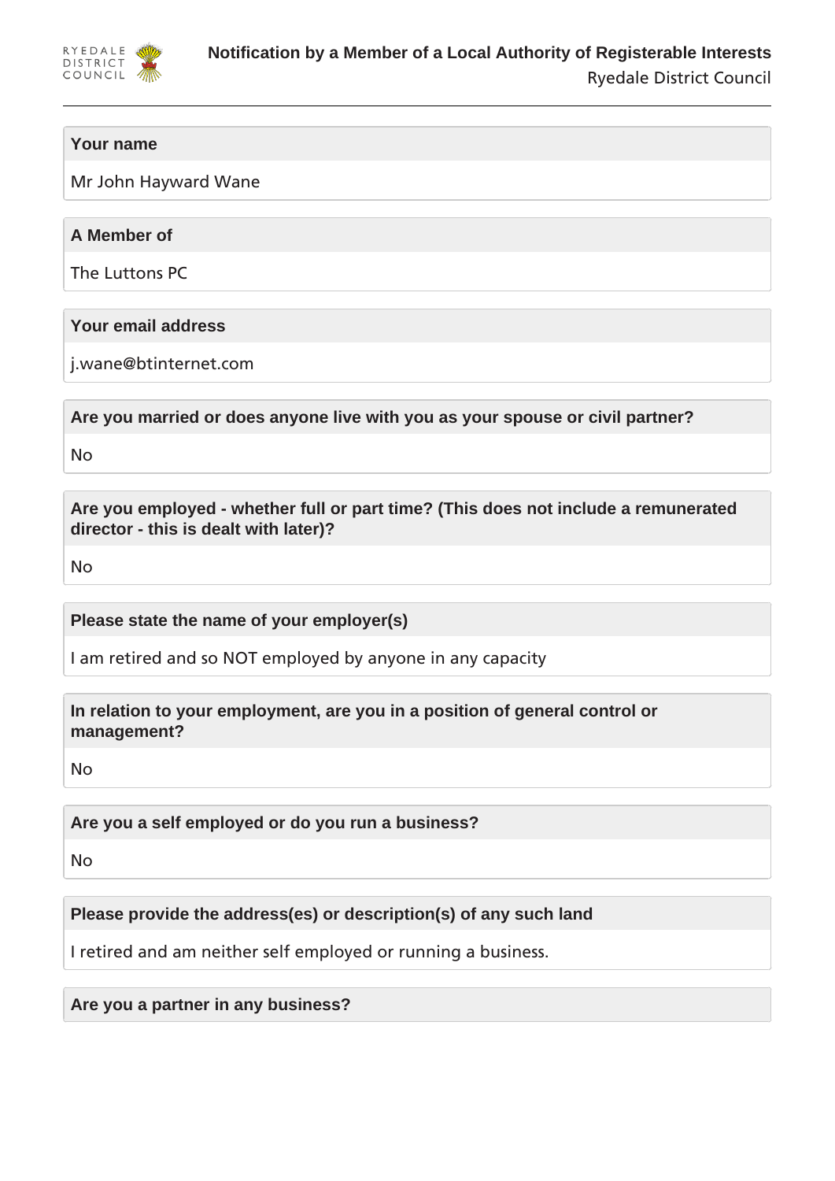# Notification by a Member of a Local Authority of Registerable Interests

Ryedale District Council

**Your name**

Mr John Hayward Wane

**A Member of**

The Luttons PC

**Your email address**

j.wane@btinternet.com

**Are you married or does anyone live with you as your spouse or civil partner?**

No

**Are you employed - whether full or part time? (This does not include a remunerated director - this is dealt with later)?**

No

**Please state the name of your employer(s)**

I am retired and so NOT employed by anyone in any capacity

**In relation to your employment, are you in a position of general control or management?**

No

**Are you a self employed or do you run a business?**

No

**Please provide the address(es) or description(s) of any such land**

I retired and am neither self employed or running a business.

**Are you a partner in any business?**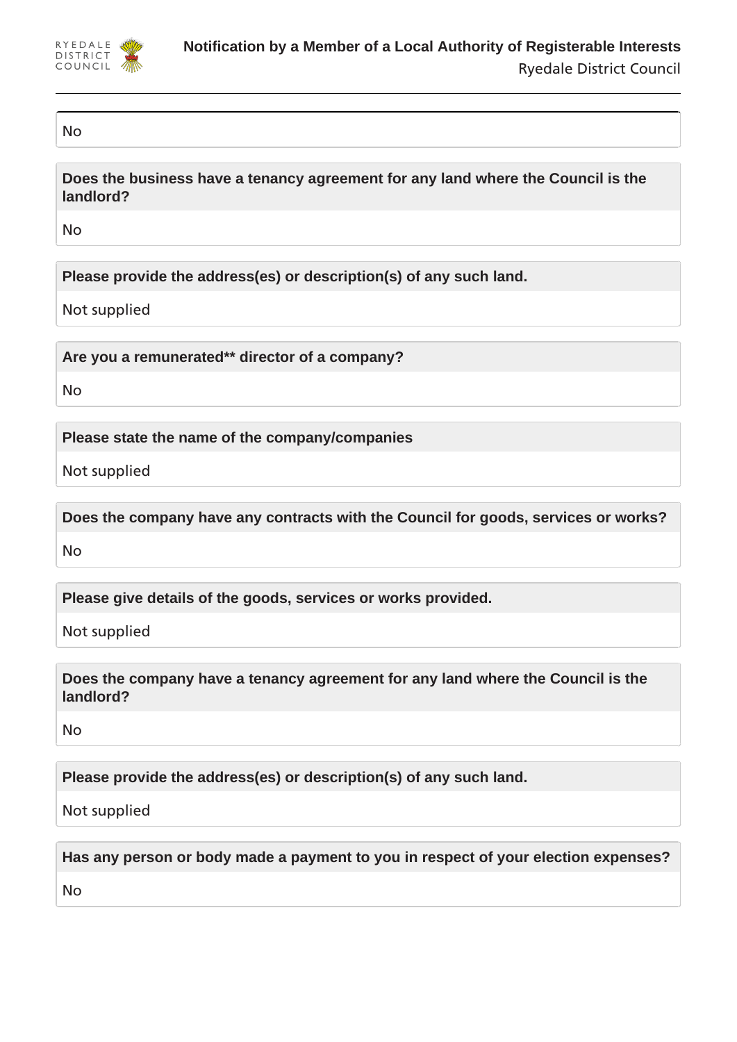No

**Does the business have a tenancy agreement for any land where the Council is the landlord?**

No

**Please provide the address(es) or description(s) of any such land.**

Not supplied

**Are you a remunerated** director of a company?**

No

**Please state the name of the company/companies**

Not supplied

**Does the company have any contracts with the Council for goods, services or works?**

No

**Please give details of the goods, services or works provided.**

Not supplied

**Does the company have a tenancy agreement for any land where the Council is the landlord?**

No

**Please provide the address(es) or description(s) of any such land.**

Not supplied

**Has any person or body made a payment to you in respect of your election expenses?**

No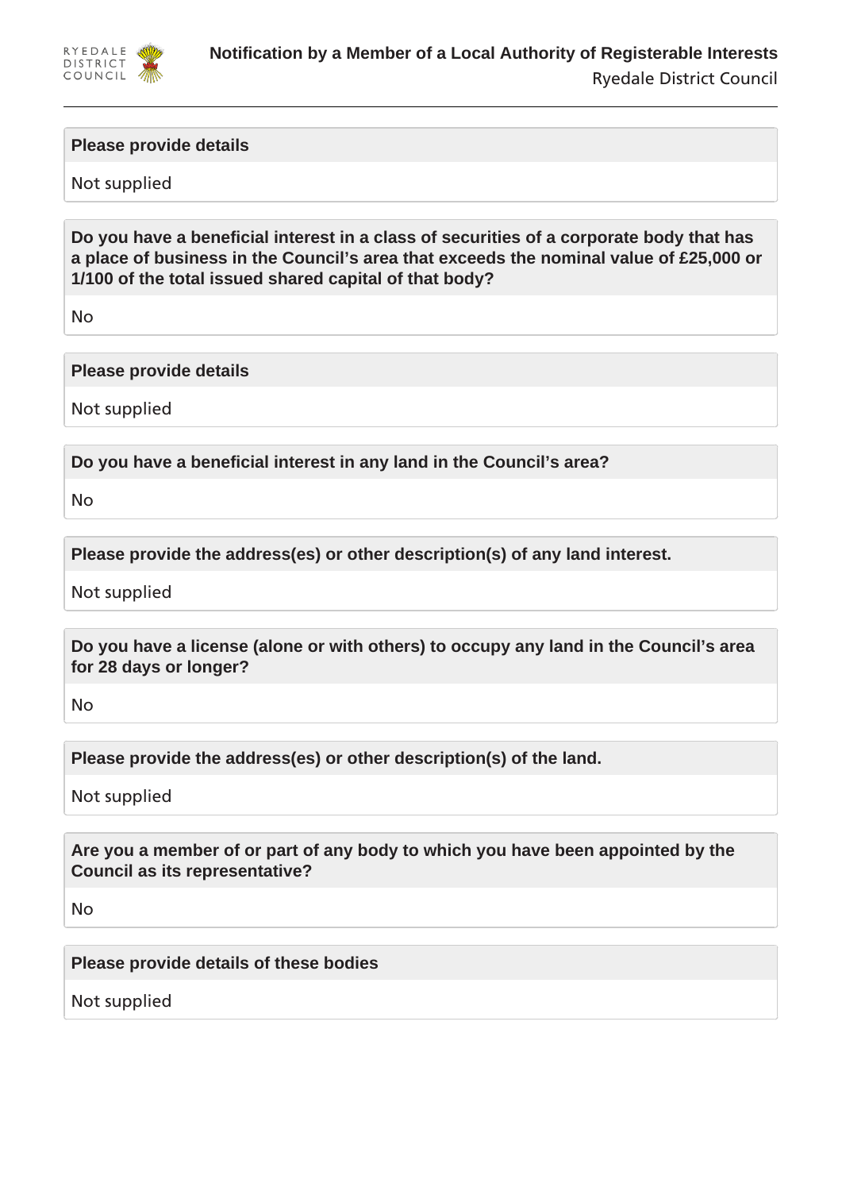**Please provide details**

Not supplied

**Do you have a beneficial interest in a class of securities of a corporate body that has a place of business in the Council's area that exceeds the nominal value of £25,000 or 1/100 of the total issued shared capital of that body?**

No

**Please provide details**

Not supplied

**Do you have a beneficial interest in any land in the Council's area?**

No

**Please provide the address(es) or other description(s) of any land interest.**

Not supplied

**Do you have a license (alone or with others) to occupy any land in the Council's area for 28 days or longer?**

No

**Please provide the address(es) or other description(s) of the land.**

Not supplied

**Are you a member of or part of any body to which you have been appointed by the Council as its representative?**

No

**Please provide details of these bodies**

Not supplied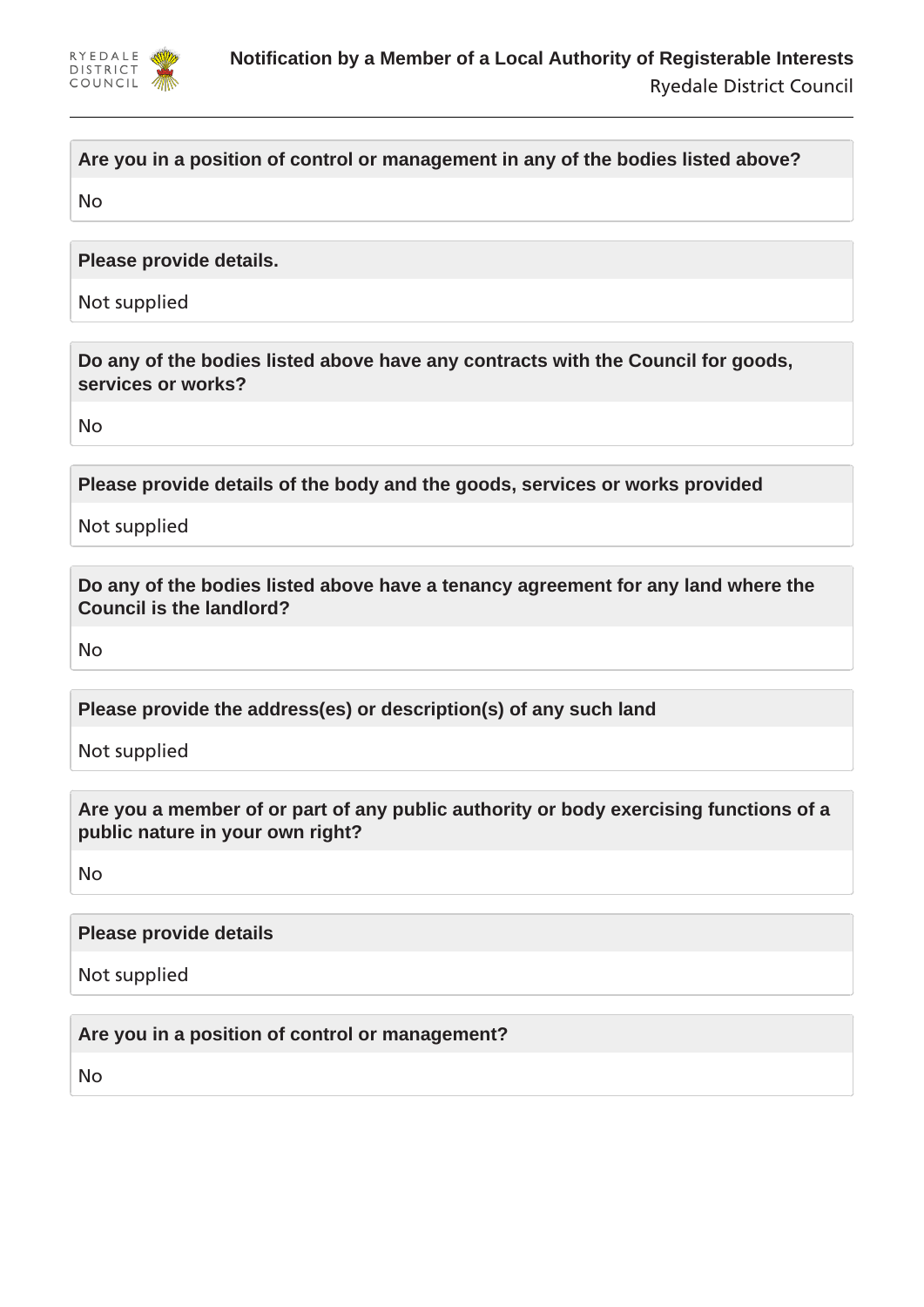**Are you in a position of control or management in any of the bodies listed above?**

No

**Please provide details.**

Not supplied

**Do any of the bodies listed above have any contracts with the Council for goods, services or works?**

No

**Please provide details of the body and the goods, services or works provided**

Not supplied

**Do any of the bodies listed above have a tenancy agreement for any land where the Council is the landlord?**

No

**Please provide the address(es) or description(s) of any such land**

Not supplied

**Are you a member of or part of any public authority or body exercising functions of a public nature in your own right?**

No

**Please provide details**

Not supplied

**Are you in a position of control or management?**

No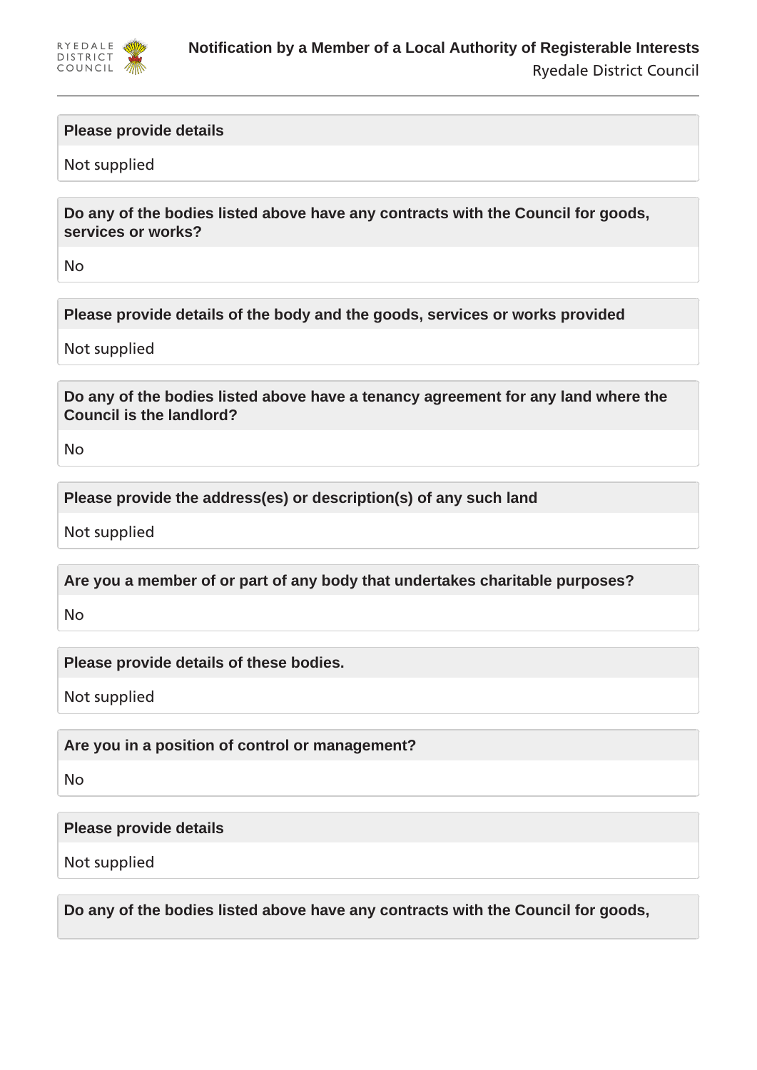**Please provide details**

Not supplied

**Do any of the bodies listed above have any contracts with the Council for goods, services or works?**

No

**Please provide details of the body and the goods, services or works provided**

Not supplied

**Do any of the bodies listed above have a tenancy agreement for any land where the Council is the landlord?**

No

**Please provide the address(es) or description(s) of any such land**

Not supplied

**Are you a member of or part of any body that undertakes charitable purposes?**

No

**Please provide details of these bodies.**

Not supplied

**Are you in a position of control or management?**

No

**Please provide details**

Not supplied

**Do any of the bodies listed above have any contracts with the Council for goods,**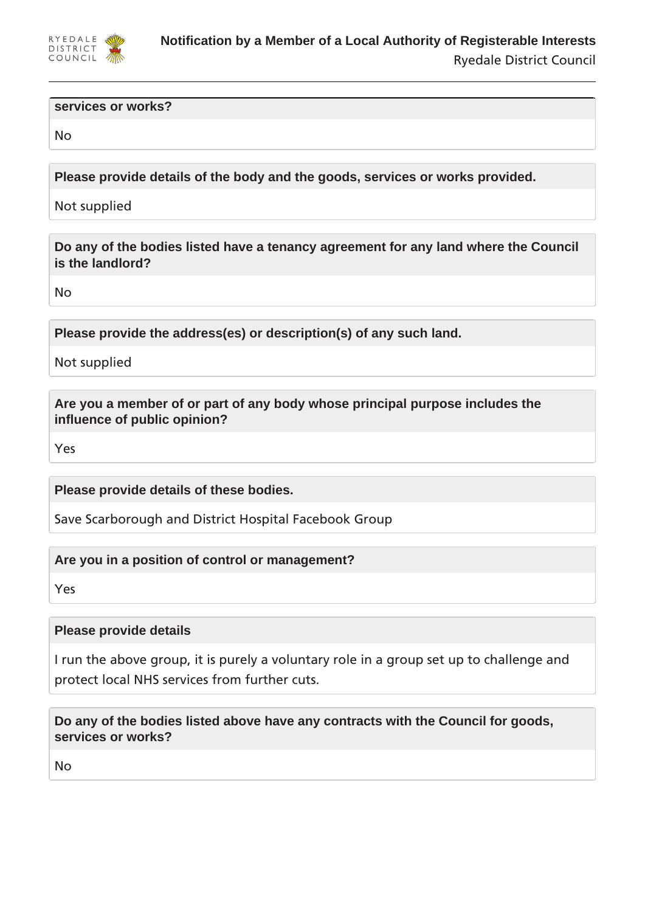**services or works?**

No

**Please provide details of the body and the goods, services or works provided.**

Not supplied

**Do any of the bodies listed have a tenancy agreement for any land where the Council is the landlord?**

No

**Please provide the address(es) or description(s) of any such land.**

Not supplied

**Are you a member of or part of any body whose principal purpose includes the influence of public opinion?**

Yes

**Please provide details of these bodies.**

Save Scarborough and District Hospital Facebook Group

**Are you in a position of control or management?**

Yes

**Please provide details**

I run the above group, it is purely a voluntary role in a group set up to challenge and protect local NHS services from further cuts.

**Do any of the bodies listed above have any contracts with the Council for goods, services or works?**

No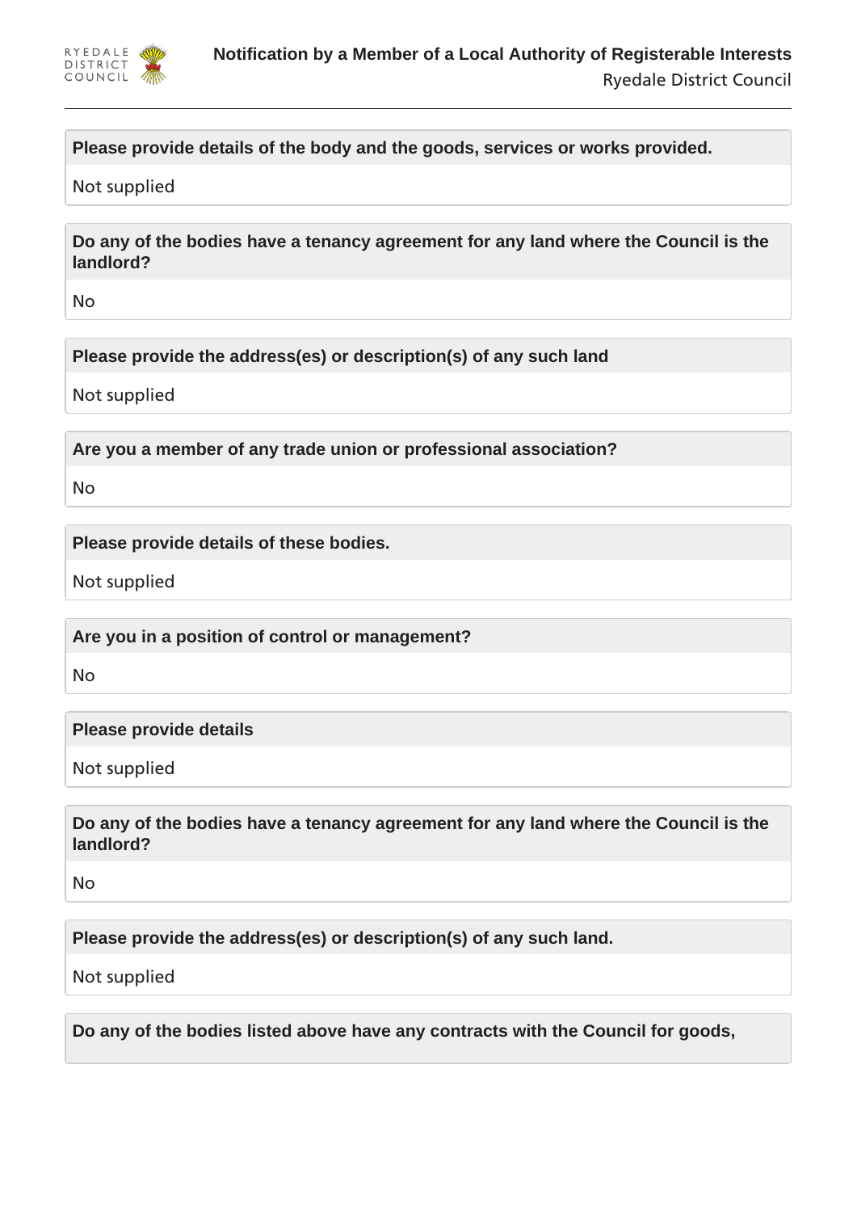**Please provide details of the body and the goods, services or works provided.**

Not supplied

**Do any of the bodies have a tenancy agreement for any land where the Council is the landlord?**

No

**Please provide the address(es) or description(s) of any such land**

Not supplied

**Are you a member of any trade union or professional association?**

No

**Please provide details of these bodies.**

Not supplied

**Are you in a position of control or management?**

No

**Please provide details**

Not supplied

**Do any of the bodies have a tenancy agreement for any land where the Council is the landlord?**

No

**Please provide the address(es) or description(s) of any such land.**

Not supplied

**Do any of the bodies listed above have any contracts with the Council for goods,**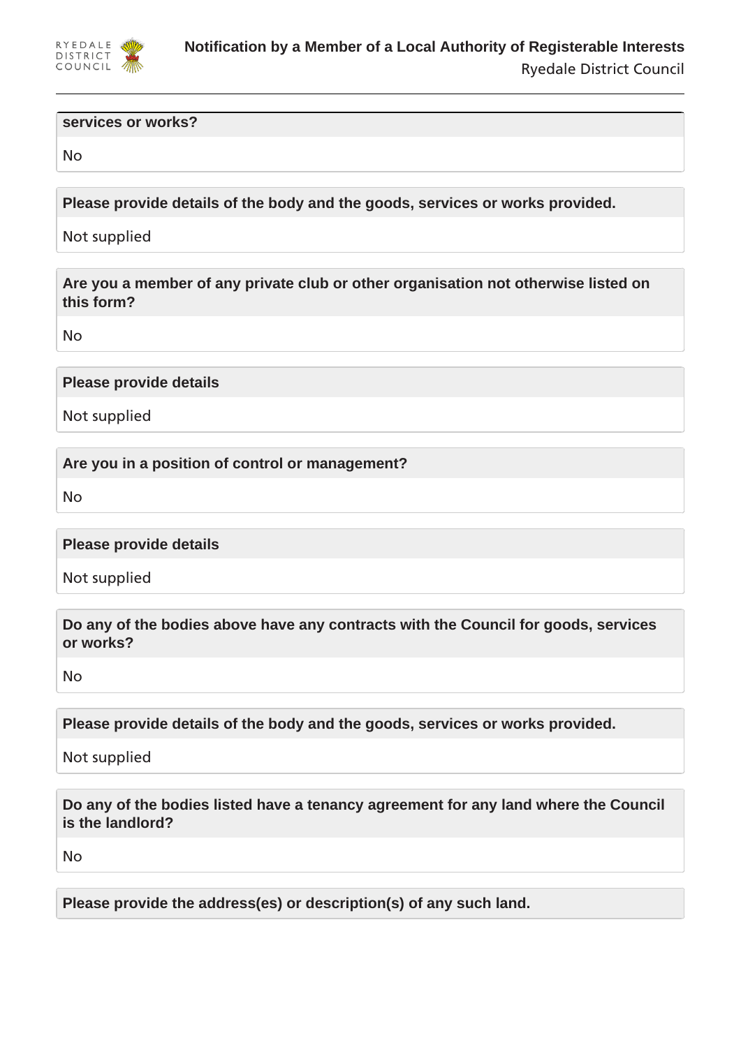**services or works?**

No

**Please provide details of the body and the goods, services or works provided.**

Not supplied

**Are you a member of any private club or other organisation not otherwise listed on this form?**

No

**Please provide details**

Not supplied

**Are you in a position of control or management?**

No

**Please provide details**

Not supplied

**Do any of the bodies above have any contracts with the Council for goods, services or works?**

No

**Please provide details of the body and the goods, services or works provided.**

Not supplied

**Do any of the bodies listed have a tenancy agreement for any land where the Council is the landlord?**

No

**Please provide the address(es) or description(s) of any such land.**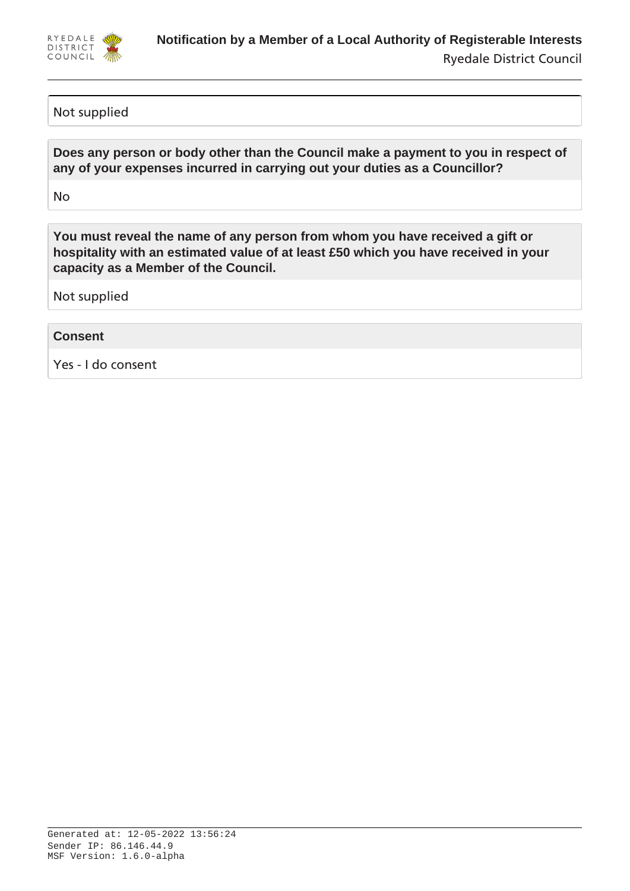Not supplied

**Does any person or body other than the Council make a payment to you in respect of any of your expenses incurred in carrying out your duties as a Councillor?**

No

**You must reveal the name of any person from whom you have received a gift or hospitality with an estimated value of at least £50 which you have received in your capacity as a Member of the Council.**

Not supplied

**Consent**

Yes - I do consent

```
Generated at: 12-05-2022 13:56:24
Sender IP: 86.146.44.9
MSF Version: 1.6.0-alpha
```